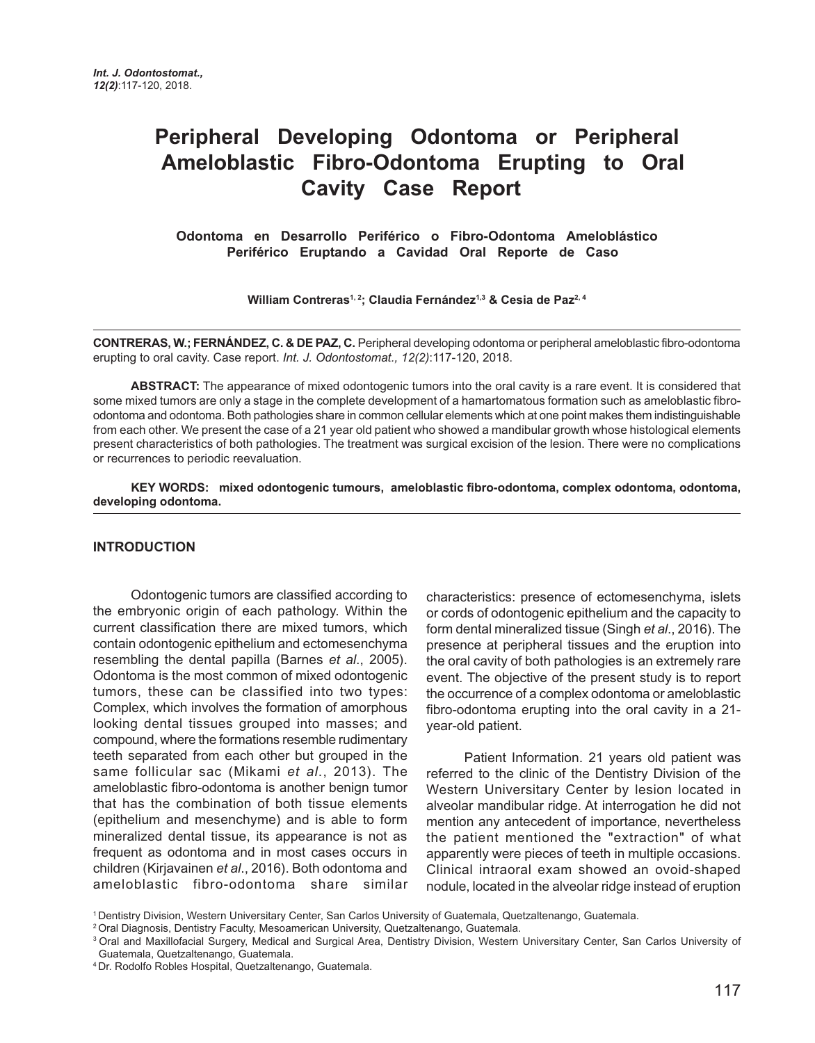# Peripheral Developing Odontoma or Peripheral Ameloblastic Fibro-Odontoma Erupting to Oral Cavity Case Report

## Odontoma en Desarrollo Periférico o Fibro-Odontoma Ameloblástico Periférico Eruptando a Cavidad Oral Reporte de Caso

**William Contreras[1, 2]; Claudia Fernández[1,3] & Cesia de Paz[2, 4]**

**CONTRERAS, W.; FERNÁNDEZ, C. & DE PAZ, C.** Peripheral developing odontoma or peripheral ameloblastic fibro-odontoma erupting to oral cavity. Case report. *Int. J. Odontostomat., 12(2)*:117-120, 2018.

**ABSTRACT:** The appearance of mixed odontogenic tumors into the oral cavity is a rare event. It is considered that some mixed tumors are only a stage in the complete development of a hamartomatous formation such as ameloblastic fibro-odontoma and odontoma. Both pathologies share in common cellular elements which at one point makes them indistinguishable from each other. We present the case of a 21 year old patient who showed a mandibular growth whose histological elements present characteristics of both pathologies. The treatment was surgical excision of the lesion. There were no complications or recurrences to periodic reevaluation.

**KEY WORDS: mixed odontogenic tumours, ameloblastic fibro-odontoma, complex odontoma, odontoma, developing odontoma.**

## INTRODUCTION

Odontogenic tumors are classified according to the embryonic origin of each pathology. Within the current classification there are mixed tumors, which contain odontogenic epithelium and ectomesenchyma resembling the dental papilla (Barnes *et al*., 2005). Odontoma is the most common of mixed odontogenic tumors, these can be classified into two types: Complex, which involves the formation of amorphous looking dental tissues grouped into masses; and compound, where the formations resemble rudimentary teeth separated from each other but grouped in the same follicular sac (Mikami *et al*., 2013). The ameloblastic fibro-odontoma is another benign tumor that has the combination of both tissue elements (epithelium and mesenchyme) and is able to form mineralized dental tissue, its appearance is not as frequent as odontoma and in most cases occurs in children (Kirjavainen *et al*., 2016). Both odontoma and ameloblastic fibro-odontoma share similar characteristics: presence of ectomesenchyma, islets or cords of odontogenic epithelium and the capacity to form dental mineralized tissue (Singh *et al*., 2016). The presence at peripheral tissues and the eruption into the oral cavity of both pathologies is an extremely rare event. The objective of the present study is to report the occurrence of a complex odontoma or ameloblastic fibro-odontoma erupting into the oral cavity in a 21-year-old patient.

Patient Information. 21 years old patient was referred to the clinic of the Dentistry Division of the Western Universitary Center by lesion located in alveolar mandibular ridge. At interrogation he did not mention any antecedent of importance, nevertheless the patient mentioned the "extraction" of what apparently were pieces of teeth in multiple occasions. Clinical intraoral exam showed an ovoid-shaped nodule, located in the alveolar ridge instead of eruption

[1] Dentistry Division, Western Universitary Center, San Carlos University of Guatemala, Quetzaltenango, Guatemala.
[2] Oral Diagnosis, Dentistry Faculty, Mesoamerican University, Quetzaltenango, Guatemala.
[3] Oral and Maxillofacial Surgery, Medical and Surgical Area, Dentistry Division, Western Universitary Center, San Carlos University of Guatemala, Quetzaltenango, Guatemala.
[4] Dr. Rodolfo Robles Hospital, Quetzaltenango, Guatemala.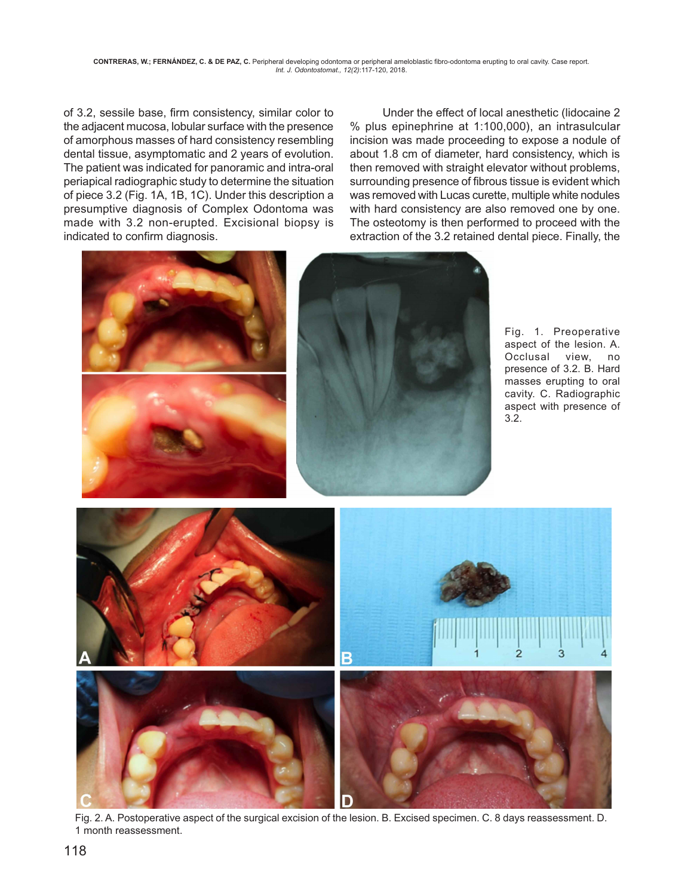of 3.2, sessile base, firm consistency, similar color to the adjacent mucosa, lobular surface with the presence of amorphous masses of hard consistency resembling dental tissue, asymptomatic and 2 years of evolution. The patient was indicated for panoramic and intra-oral periapical radiographic study to determine the situation of piece 3.2 (Fig. 1A, 1B, 1C). Under this description a presumptive diagnosis of Complex Odontoma was made with 3.2 non-erupted. Excisional biopsy is indicated to confirm diagnosis.

Under the effect of local anesthetic (lidocaine 2 % plus epinephrine at 1:100,000), an intrasulcular incision was made proceeding to expose a nodule of about 1.8 cm of diameter, hard consistency, which is then removed with straight elevator without problems, surrounding presence of fibrous tissue is evident which was removed with Lucas curette, multiple white nodules with hard consistency are also removed one by one. The osteotomy is then performed to proceed with the extraction of the 3.2 retained dental piece. Finally, the

Fig. 1. Preoperative aspect of the lesion. A. Occlusal view, no presence of 3.2. B. Hard masses erupting to oral cavity. C. Radiographic aspect with presence of 3.2.

Fig. 2. A. Postoperative aspect of the surgical excision of the lesion. B. Excised specimen. C. 8 days reassessment. D. 1 month reassessment.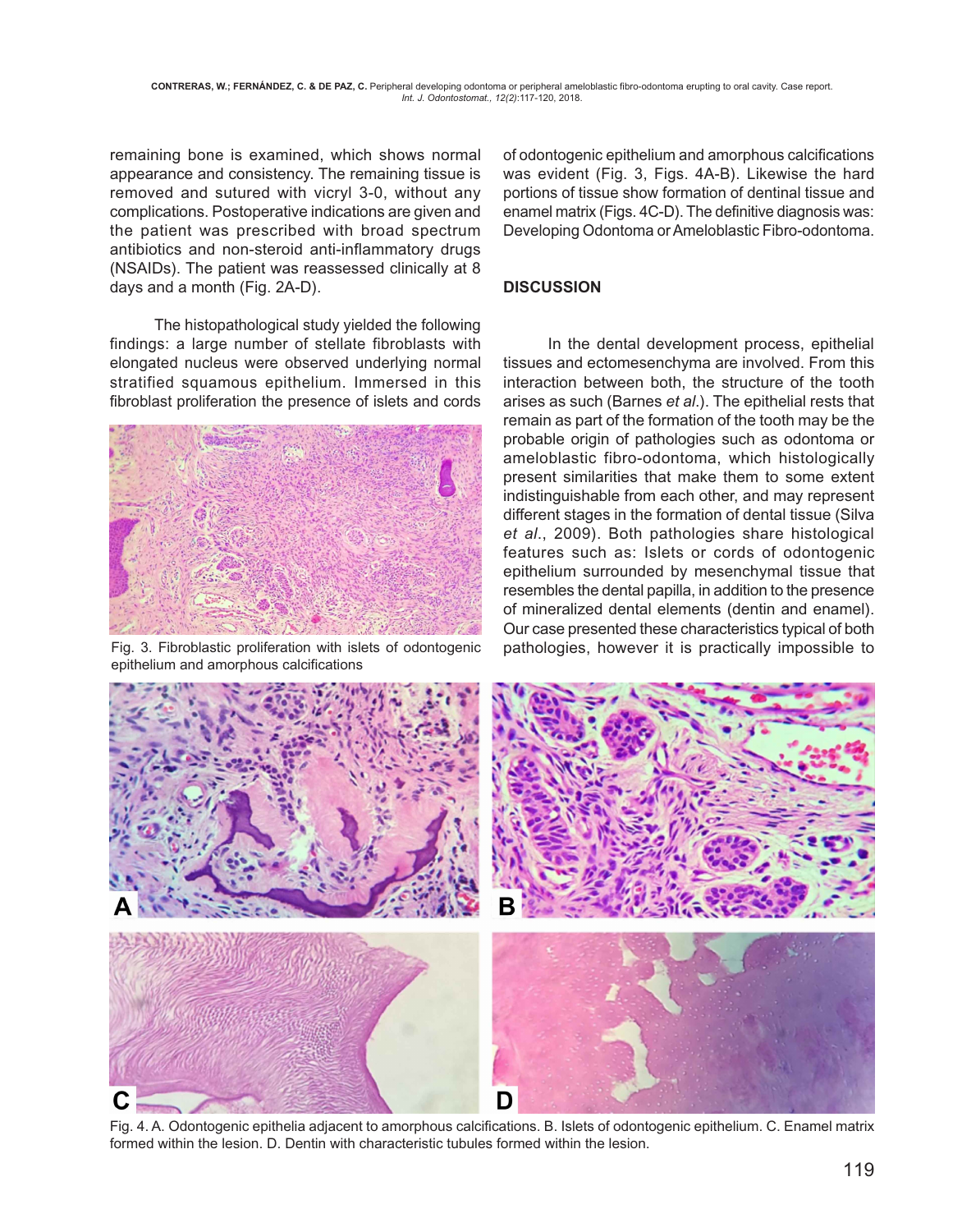remaining bone is examined, which shows normal appearance and consistency. The remaining tissue is removed and sutured with vicryl 3-0, without any complications. Postoperative indications are given and the patient was prescribed with broad spectrum antibiotics and non-steroid anti-inflammatory drugs (NSAIDs). The patient was reassessed clinically at 8 days and a month (Fig. 2A-D).

The histopathological study yielded the following findings: a large number of stellate fibroblasts with elongated nucleus were observed underlying normal stratified squamous epithelium. Immersed in this fibroblast proliferation the presence of islets and cords of odontogenic epithelium and amorphous calcifications was evident (Fig. 3, Figs. 4A-B). Likewise the hard portions of tissue show formation of dentinal tissue and enamel matrix (Figs. 4C-D). The definitive diagnosis was: Developing Odontoma or Ameloblastic Fibro-odontoma.

Fig. 3. Fibroblastic proliferation with islets of odontogenic epithelium and amorphous calcifications

## DISCUSSION

In the dental development process, epithelial tissues and ectomesenchyma are involved. From this interaction between both, the structure of the tooth arises as such (Barnes *et al*.). The epithelial rests that remain as part of the formation of the tooth may be the probable origin of pathologies such as odontoma or ameloblastic fibro-odontoma, which histologically present similarities that make them to some extent indistinguishable from each other, and may represent different stages in the formation of dental tissue (Silva *et al*., 2009). Both pathologies share histological features such as: Islets or cords of odontogenic epithelium surrounded by mesenchymal tissue that resembles the dental papilla, in addition to the presence of mineralized dental elements (dentin and enamel). Our case presented these characteristics typical of both pathologies, however it is practically impossible to

Fig. 4. A. Odontogenic epithelia adjacent to amorphous calcifications. B. Islets of odontogenic epithelium. C. Enamel matrix formed within the lesion. D. Dentin with characteristic tubules formed within the lesion.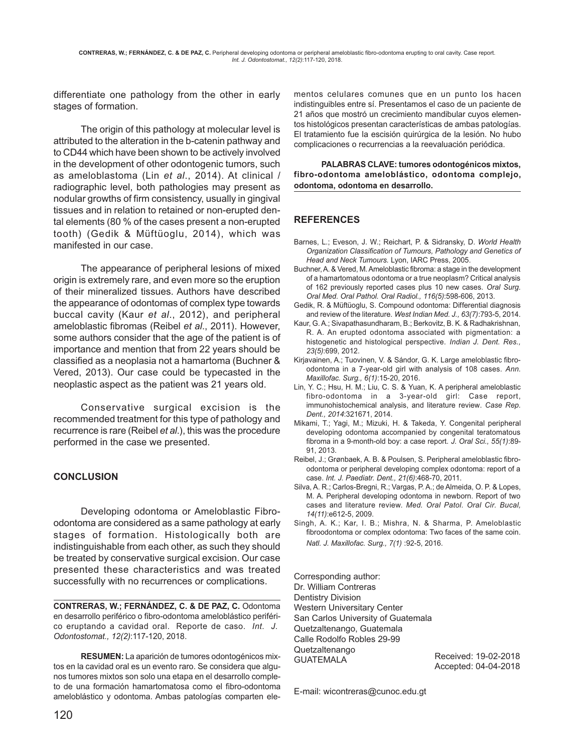differentiate one pathology from the other in early stages of formation.

The origin of this pathology at molecular level is attributed to the alteration in the b-catenin pathway and to CD44 which have been shown to be actively involved in the development of other odontogenic tumors, such as ameloblastoma (Lin *et al*., 2014). At clinical / radiographic level, both pathologies may present as nodular growths of firm consistency, usually in gingival tissues and in relation to retained or non-erupted dental elements (80 % of the cases present a non-erupted tooth) (Gedik & Müftüoglu, 2014), which was manifested in our case.

The appearance of peripheral lesions of mixed origin is extremely rare, and even more so the eruption of their mineralized tissues. Authors have described the appearance of odontomas of complex type towards buccal cavity (Kaur *et al*., 2012), and peripheral ameloblastic fibromas (Reibel *et al*., 2011). However, some authors consider that the age of the patient is of importance and mention that from 22 years should be classified as a neoplasia not a hamartoma (Buchner & Vered, 2013). Our case could be typecasted in the neoplastic aspect as the patient was 21 years old.

Conservative surgical excision is the recommended treatment for this type of pathology and recurrence is rare (Reibel *et al*.), this was the procedure performed in the case we presented.

## CONCLUSION

Developing odontoma or Ameloblastic Fibro-odontoma are considered as a same pathology at early stages of formation. Histologically both are indistinguishable from each other, as such they should be treated by conservative surgical excision. Our case presented these characteristics and was treated successfully with no recurrences or complications.

**CONTRERAS, W.; FERNÁNDEZ, C. & DE PAZ, C.** Odontoma en desarrollo periférico o fibro-odontoma ameloblástico periférico eruptando a cavidad oral. Reporte de caso. *Int. J. Odontostomat., 12(2)*:117-120, 2018.

**RESUMEN:** La aparición de tumores odontogénicos mixtos en la cavidad oral es un evento raro. Se considera que algunos tumores mixtos son solo una etapa en el desarrollo completo de una formación hamartomatosa como el fibro-odontoma ameloblástico y odontoma. Ambas patologías comparten elementos celulares comunes que en un punto los hacen indistinguibles entre sí. Presentamos el caso de un paciente de 21 años que mostró un crecimiento mandibular cuyos elementos histológicos presentan características de ambas patologías. El tratamiento fue la escisión quirúrgica de la lesión. No hubo complicaciones o recurrencias a la reevaluación periódica.

**PALABRAS CLAVE: tumores odontogénicos mixtos, fibro-odontoma ameloblástico, odontoma complejo, odontoma, odontoma en desarrollo.**

## REFERENCES

Barnes, L.; Eveson, J. W.; Reichart, P. & Sidransky, D. *World Health Organization Classification of Tumours, Pathology and Genetics of Head and Neck Tumours.* Lyon, IARC Press, 2005.

Buchner, A. & Vered, M. Ameloblastic fibroma: a stage in the development of a hamartomatous odontoma or a true neoplasm? Critical analysis of 162 previously reported cases plus 10 new cases. *Oral Surg. Oral Med. Oral Pathol. Oral Radiol., 116(5)*:598-606, 2013.

Gedik, R. & Müftüoglu, S. Compound odontoma: Differential diagnosis and review of the literature. *West Indian Med. J., 63(7)*:793-5, 2014.

Kaur, G. A.; Sivapathasundharam, B.; Berkovitz, B. K. & Radhakrishnan, R. A. An erupted odontoma associated with pigmentation: a histogenetic and histological perspective. *Indian J. Dent. Res., 23(5)*:699, 2012.

Kirjavainen, A.; Tuovinen, V. & Sándor, G. K. Large ameloblastic fibro-odontoma in a 7-year-old girl with analysis of 108 cases. *Ann. Maxillofac. Surg., 6(1)*:15-20, 2016.

Lin, Y. C.; Hsu, H. M.; Liu, C. S. & Yuan, K. A peripheral ameloblastic fibro-odontoma in a 3-year-old girl: Case report, immunohistochemical analysis, and literature review. *Case Rep. Dent., 2014*:321671, 2014.

Mikami, T.; Yagi, M.; Mizuki, H. & Takeda, Y. Congenital peripheral developing odontoma accompanied by congenital teratomatous fibroma in a 9-month-old boy: a case report. *J. Oral Sci., 55(1)*:89-91, 2013.

Reibel, J.; Grønbaek, A. B. & Poulsen, S. Peripheral ameloblastic fibro-odontoma or peripheral developing complex odontoma: report of a case. *Int. J. Paediatr. Dent., 21(6)*:468-70, 2011.

Silva, A. R.; Carlos-Bregni, R.; Vargas, P. A.; de Almeida, O. P. & Lopes, M. A. Peripheral developing odontoma in newborn. Report of two cases and literature review. *Med. Oral Patol. Oral Cir. Bucal, 14(11)*:e612-5, 2009.

Singh, A. K.; Kar, I. B.; Mishra, N. & Sharma, P. Ameloblastic fibroodontoma or complex odontoma: Two faces of the same coin. *Natl. J. Maxillofac. Surg., 7(1)* :92-5, 2016.

Corresponding author:
Dr. William Contreras
Dentistry Division
Western Universitary Center
San Carlos University of Guatemala
Quetzaltenango, Guatemala
Calle Rodolfo Robles 29-99
Quetzaltenango
GUATEMALA

Received: 19-02-2018
Accepted: 04-04-2018

E-mail: wicontreras@cunoc.edu.gt